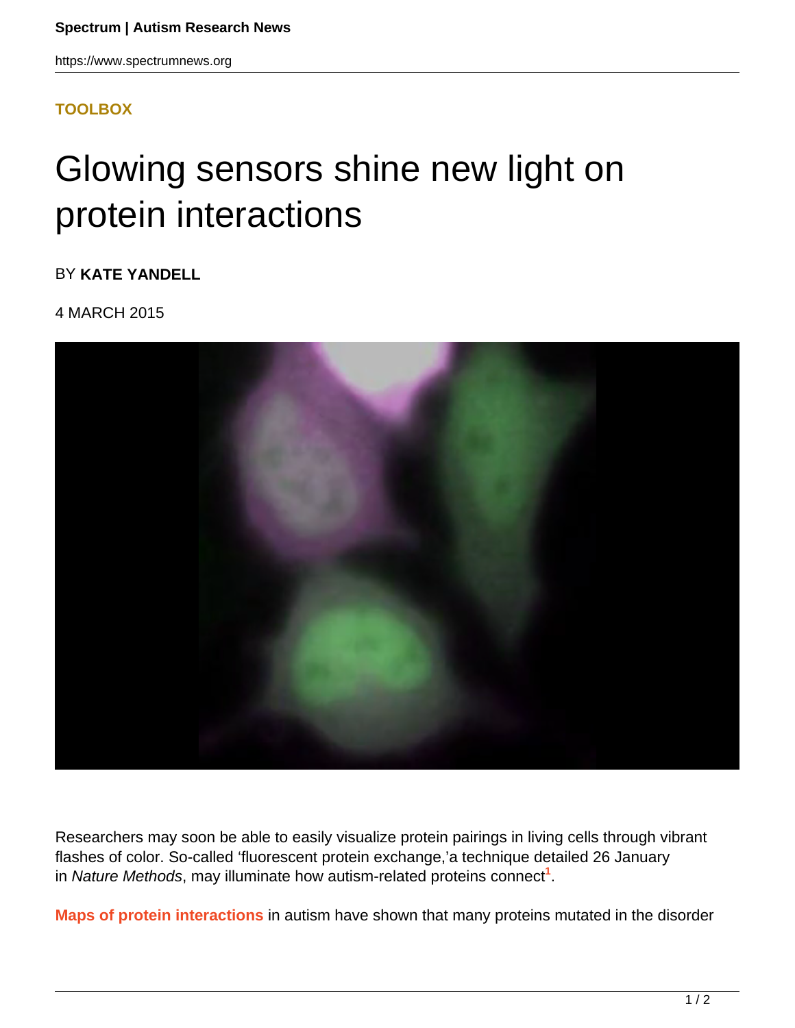TOOLBOX

# Glowing sensors shine new light on protein interactions

BY **KATE YANDELL**

4 MARCH 2015

Researchers may soon be able to easily visualize protein pairings in living cells through vibrant flashes of color. So-called 'fluorescent protein exchange,'a technique detailed 26 January in *Nature Methods*, may illuminate how autism-related proteins connect[1].

**Maps of protein interactions** in autism have shown that many proteins mutated in the disorder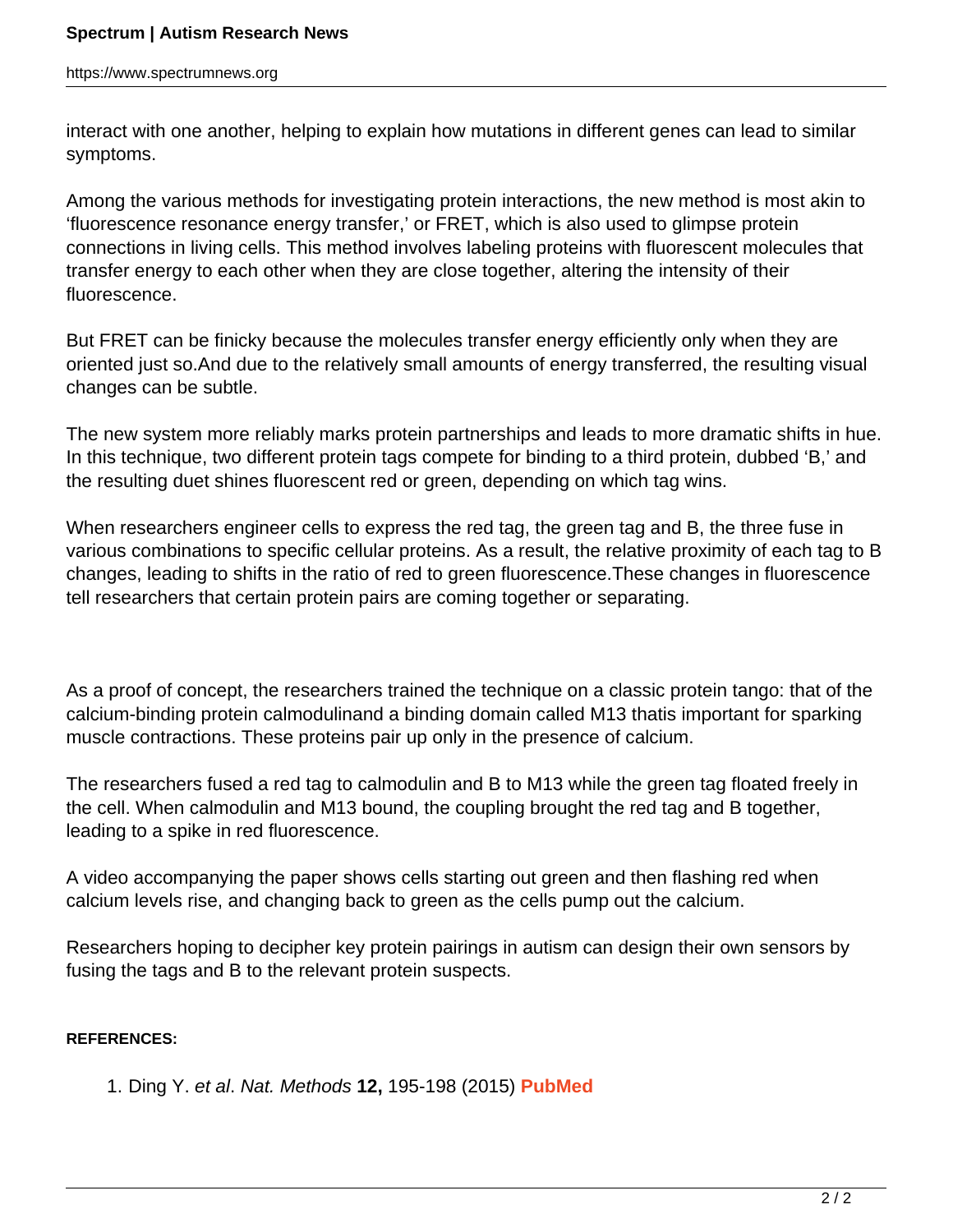interact with one another, helping to explain how mutations in different genes can lead to similar symptoms.

Among the various methods for investigating protein interactions, the new method is most akin to 'fluorescence resonance energy transfer,' or FRET, which is also used to glimpse protein connections in living cells. This method involves labeling proteins with fluorescent molecules that transfer energy to each other when they are close together, altering the intensity of their fluorescence.

But FRET can be finicky because the molecules transfer energy efficiently only when they are oriented just so.And due to the relatively small amounts of energy transferred, the resulting visual changes can be subtle.

The new system more reliably marks protein partnerships and leads to more dramatic shifts in hue. In this technique, two different protein tags compete for binding to a third protein, dubbed 'B,' and the resulting duet shines fluorescent red or green, depending on which tag wins.

When researchers engineer cells to express the red tag, the green tag and B, the three fuse in various combinations to specific cellular proteins. As a result, the relative proximity of each tag to B changes, leading to shifts in the ratio of red to green fluorescence.These changes in fluorescence tell researchers that certain protein pairs are coming together or separating.

As a proof of concept, the researchers trained the technique on a classic protein tango: that of the calcium-binding protein calmodulinand a binding domain called M13 thatis important for sparking muscle contractions. These proteins pair up only in the presence of calcium.

The researchers fused a red tag to calmodulin and B to M13 while the green tag floated freely in the cell. When calmodulin and M13 bound, the coupling brought the red tag and B together, leading to a spike in red fluorescence.

A video accompanying the paper shows cells starting out green and then flashing red when calcium levels rise, and changing back to green as the cells pump out the calcium.

Researchers hoping to decipher key protein pairings in autism can design their own sensors by fusing the tags and B to the relevant protein suspects.

**REFERENCES:**

1. Ding Y. *et al*. *Nat. Methods* **12,** 195-198 (2015) **PubMed**